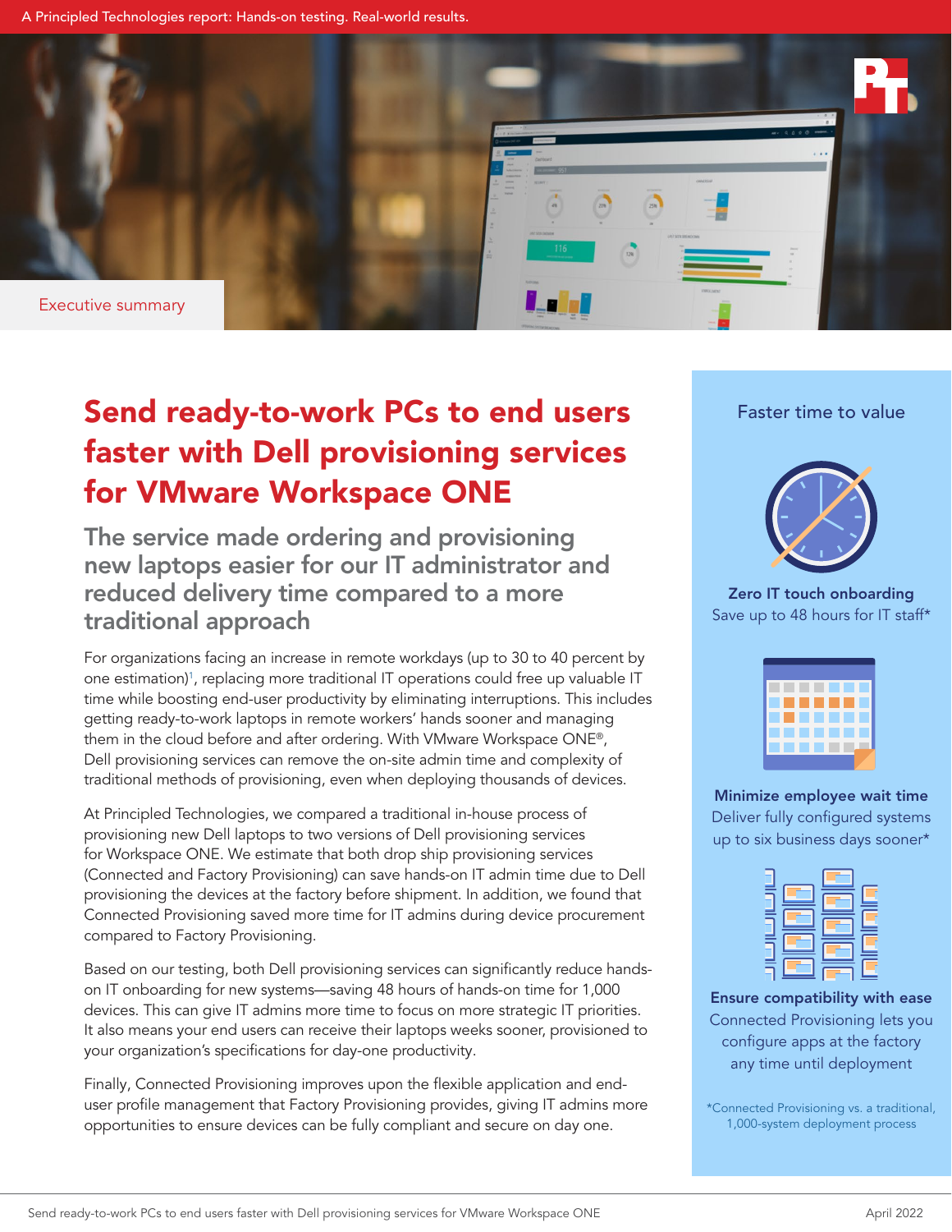A Principled Technologies report: Hands-on testing. Real-world results.

Executive summary

# Send ready-to-work PCs to end users faster with Dell provisioning services for VMware Workspace ONE

## The service made ordering and provisioning new laptops easier for our IT administrator and reduced delivery time compared to a more traditional approach

For organizations facing an increase in remote workdays (up to 30 to 40 percent by one estimation)[1], replacing more traditional IT operations could free up valuable IT time while boosting end-user productivity by eliminating interruptions. This includes getting ready-to-work laptops in remote workers' hands sooner and managing them in the cloud before and after ordering. With VMware Workspace ONE®, Dell provisioning services can remove the on-site admin time and complexity of traditional methods of provisioning, even when deploying thousands of devices.

At Principled Technologies, we compared a traditional in-house process of provisioning new Dell laptops to two versions of Dell provisioning services for Workspace ONE. We estimate that both drop ship provisioning services (Connected and Factory Provisioning) can save hands-on IT admin time due to Dell provisioning the devices at the factory before shipment. In addition, we found that Connected Provisioning saved more time for IT admins during device procurement compared to Factory Provisioning.

Based on our testing, both Dell provisioning services can significantly reduce hands-on IT onboarding for new systems—saving 48 hours of hands-on time for 1,000 devices. This can give IT admins more time to focus on more strategic IT priorities. It also means your end users can receive their laptops weeks sooner, provisioned to your organization's specifications for day-one productivity.

Finally, Connected Provisioning improves upon the flexible application and end-user profile management that Factory Provisioning provides, giving IT admins more opportunities to ensure devices can be fully compliant and secure on day one.

### Faster time to value

**Zero IT touch onboarding**
Save up to 48 hours for IT staff*

**Minimize employee wait time**
Deliver fully configured systems up to six business days sooner*

**Ensure compatibility with ease**
Connected Provisioning lets you configure apps at the factory any time until deployment

*Connected Provisioning vs. a traditional, 1,000-system deployment process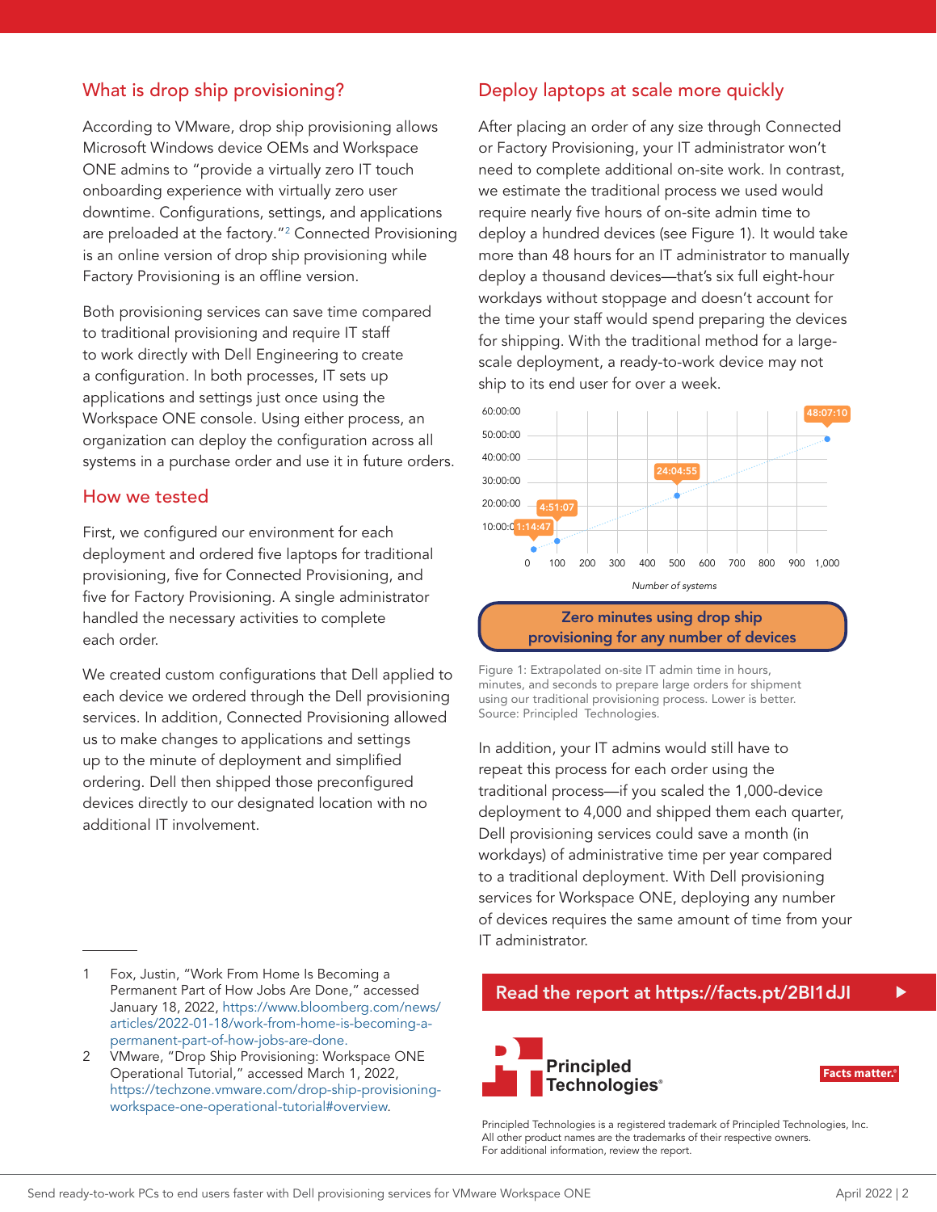## What is drop ship provisioning?

According to VMware, drop ship provisioning allows Microsoft Windows device OEMs and Workspace ONE admins to "provide a virtually zero IT touch onboarding experience with virtually zero user downtime. Configurations, settings, and applications are preloaded at the factory."[2] Connected Provisioning is an online version of drop ship provisioning while Factory Provisioning is an offline version.

Both provisioning services can save time compared to traditional provisioning and require IT staff to work directly with Dell Engineering to create a configuration. In both processes, IT sets up applications and settings just once using the Workspace ONE console. Using either process, an organization can deploy the configuration across all systems in a purchase order and use it in future orders.

## How we tested

First, we configured our environment for each deployment and ordered five laptops for traditional provisioning, five for Connected Provisioning, and five for Factory Provisioning. A single administrator handled the necessary activities to complete each order.

We created custom configurations that Dell applied to each device we ordered through the Dell provisioning services. In addition, Connected Provisioning allowed us to make changes to applications and settings up to the minute of deployment and simplified ordering. Dell then shipped those preconfigured devices directly to our designated location with no additional IT involvement.

## Deploy laptops at scale more quickly

After placing an order of any size through Connected or Factory Provisioning, your IT administrator won't need to complete additional on-site work. In contrast, we estimate the traditional process we used would require nearly five hours of on-site admin time to deploy a hundred devices (see Figure 1). It would take more than 48 hours for an IT administrator to manually deploy a thousand devices—that's six full eight-hour workdays without stoppage and doesn't account for the time your staff would spend preparing the devices for shipping. With the traditional method for a large-scale deployment, a ready-to-work device may not ship to its end user for over a week.

60:00:00
50:00:00
40:00:00
30:00:00
20:00:00
10:00:00

0 100 200 300 400 500 600 700 800 900 1,000

Number of systems

1:14:47
4:51:07
24:04:55
48:07:10

**Zero minutes using drop ship provisioning for any number of devices**

Figure 1: Extrapolated on-site IT admin time in hours, minutes, and seconds to prepare large orders for shipment using our traditional provisioning process. Lower is better. Source: Principled Technologies.

In addition, your IT admins would still have to repeat this process for each order using the traditional process—if you scaled the 1,000-device deployment to 4,000 and shipped them each quarter, Dell provisioning services could save a month (in workdays) of administrative time per year compared to a traditional deployment. With Dell provisioning services for Workspace ONE, deploying any number of devices requires the same amount of time from your IT administrator.

**Read the report at https://facts.pt/2BI1dJI**

Principled Technologies® | Facts matter.®

Principled Technologies is a registered trademark of Principled Technologies, Inc.
All other product names are the trademarks of their respective owners.
For additional information, review the report.

---

1 Fox, Justin, "Work From Home Is Becoming a Permanent Part of How Jobs Are Done," accessed January 18, 2022, https://www.bloomberg.com/news/articles/2022-01-18/work-from-home-is-becoming-a-permanent-part-of-how-jobs-are-done.

2 VMware, "Drop Ship Provisioning: Workspace ONE Operational Tutorial," accessed March 1, 2022, https://techzone.vmware.com/drop-ship-provisioning-workspace-one-operational-tutorial#overview.